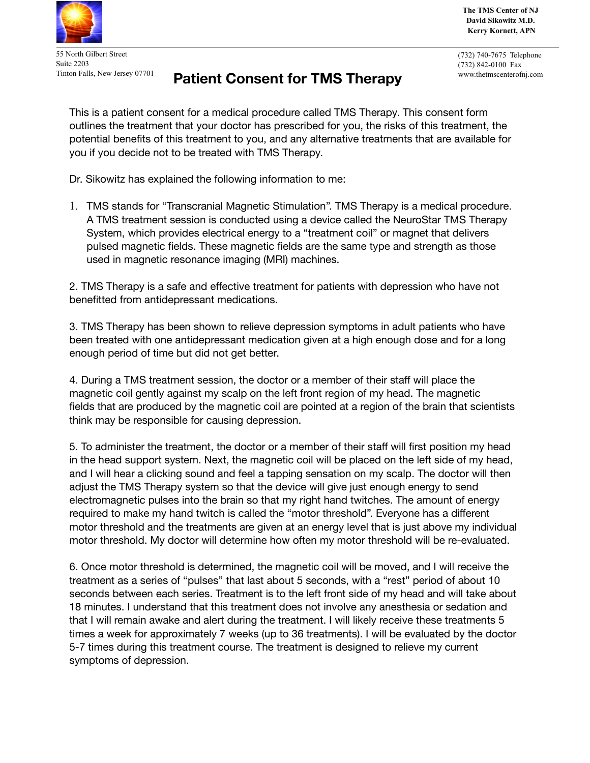The TMS Center of NJ
David Sikowitz M.D.
Kerry Kornett, APN

55 North Gilbert Street
Suite 2203
Tinton Falls, New Jersey 07701

(732) 740-7675 Telephone
(732) 842-0100 Fax
www.thetmscenterofnj.com

# Patient Consent for TMS Therapy

This is a patient consent for a medical procedure called TMS Therapy. This consent form outlines the treatment that your doctor has prescribed for you, the risks of this treatment, the potential benefits of this treatment to you, and any alternative treatments that are available for you if you decide not to be treated with TMS Therapy.

Dr. Sikowitz has explained the following information to me:

1. TMS stands for "Transcranial Magnetic Stimulation". TMS Therapy is a medical procedure. A TMS treatment session is conducted using a device called the NeuroStar TMS Therapy System, which provides electrical energy to a "treatment coil" or magnet that delivers pulsed magnetic fields. These magnetic fields are the same type and strength as those used in magnetic resonance imaging (MRI) machines.

2. TMS Therapy is a safe and effective treatment for patients with depression who have not benefitted from antidepressant medications.

3. TMS Therapy has been shown to relieve depression symptoms in adult patients who have been treated with one antidepressant medication given at a high enough dose and for a long enough period of time but did not get better.

4. During a TMS treatment session, the doctor or a member of their staff will place the magnetic coil gently against my scalp on the left front region of my head. The magnetic fields that are produced by the magnetic coil are pointed at a region of the brain that scientists think may be responsible for causing depression.

5. To administer the treatment, the doctor or a member of their staff will first position my head in the head support system. Next, the magnetic coil will be placed on the left side of my head, and I will hear a clicking sound and feel a tapping sensation on my scalp. The doctor will then adjust the TMS Therapy system so that the device will give just enough energy to send electromagnetic pulses into the brain so that my right hand twitches. The amount of energy required to make my hand twitch is called the "motor threshold". Everyone has a different motor threshold and the treatments are given at an energy level that is just above my individual motor threshold. My doctor will determine how often my motor threshold will be re-evaluated.

6. Once motor threshold is determined, the magnetic coil will be moved, and I will receive the treatment as a series of "pulses" that last about 5 seconds, with a "rest" period of about 10 seconds between each series. Treatment is to the left front side of my head and will take about 18 minutes. I understand that this treatment does not involve any anesthesia or sedation and that I will remain awake and alert during the treatment. I will likely receive these treatments 5 times a week for approximately 7 weeks (up to 36 treatments). I will be evaluated by the doctor 5-7 times during this treatment course. The treatment is designed to relieve my current symptoms of depression.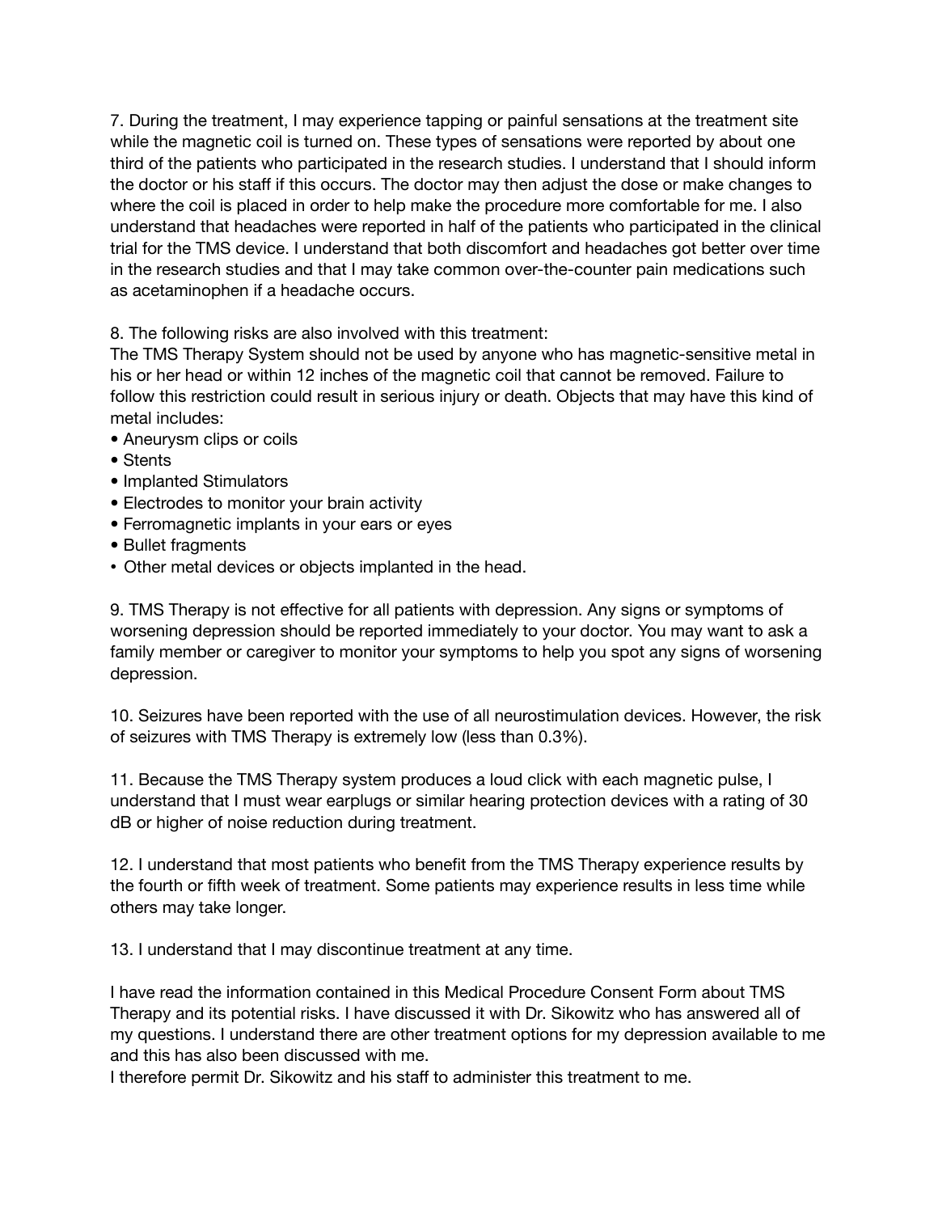7. During the treatment, I may experience tapping or painful sensations at the treatment site while the magnetic coil is turned on. These types of sensations were reported by about one third of the patients who participated in the research studies. I understand that I should inform the doctor or his staff if this occurs. The doctor may then adjust the dose or make changes to where the coil is placed in order to help make the procedure more comfortable for me. I also understand that headaches were reported in half of the patients who participated in the clinical trial for the TMS device. I understand that both discomfort and headaches got better over time in the research studies and that I may take common over-the-counter pain medications such as acetaminophen if a headache occurs.

8. The following risks are also involved with this treatment:
The TMS Therapy System should not be used by anyone who has magnetic-sensitive metal in his or her head or within 12 inches of the magnetic coil that cannot be removed. Failure to follow this restriction could result in serious injury or death. Objects that may have this kind of metal includes:

- Aneurysm clips or coils
- Stents
- Implanted Stimulators
- Electrodes to monitor your brain activity
- Ferromagnetic implants in your ears or eyes
- Bullet fragments
- Other metal devices or objects implanted in the head.

9. TMS Therapy is not effective for all patients with depression. Any signs or symptoms of worsening depression should be reported immediately to your doctor. You may want to ask a family member or caregiver to monitor your symptoms to help you spot any signs of worsening depression.

10. Seizures have been reported with the use of all neurostimulation devices. However, the risk of seizures with TMS Therapy is extremely low (less than 0.3%).

11. Because the TMS Therapy system produces a loud click with each magnetic pulse, I understand that I must wear earplugs or similar hearing protection devices with a rating of 30 dB or higher of noise reduction during treatment.

12. I understand that most patients who benefit from the TMS Therapy experience results by the fourth or fifth week of treatment. Some patients may experience results in less time while others may take longer.

13. I understand that I may discontinue treatment at any time.

I have read the information contained in this Medical Procedure Consent Form about TMS Therapy and its potential risks. I have discussed it with Dr. Sikowitz who has answered all of my questions. I understand there are other treatment options for my depression available to me and this has also been discussed with me.
I therefore permit Dr. Sikowitz and his staff to administer this treatment to me.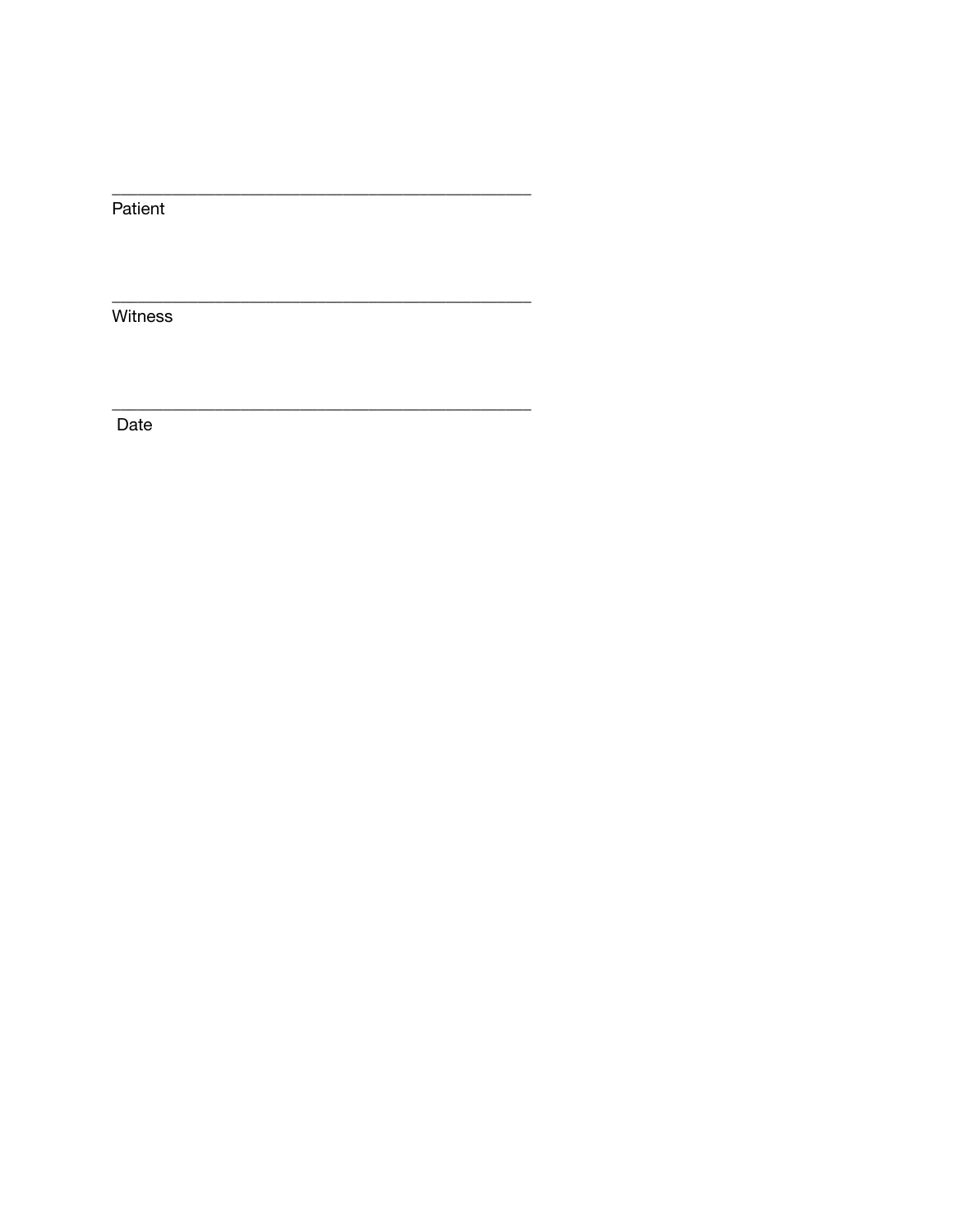\_\_\_\_\_\_\_\_\_\_\_\_\_\_\_\_\_\_\_\_\_\_\_\_\_\_\_\_\_\_\_\_\_\_\_\_\_\_\_\_\_\_\_\_\_\_
Patient

\_\_\_\_\_\_\_\_\_\_\_\_\_\_\_\_\_\_\_\_\_\_\_\_\_\_\_\_\_\_\_\_\_\_\_\_\_\_\_\_\_\_\_\_\_\_
Witness

\_\_\_\_\_\_\_\_\_\_\_\_\_\_\_\_\_\_\_\_\_\_\_\_\_\_\_\_\_\_\_\_\_\_\_\_\_\_\_\_\_\_\_\_\_\_
Date